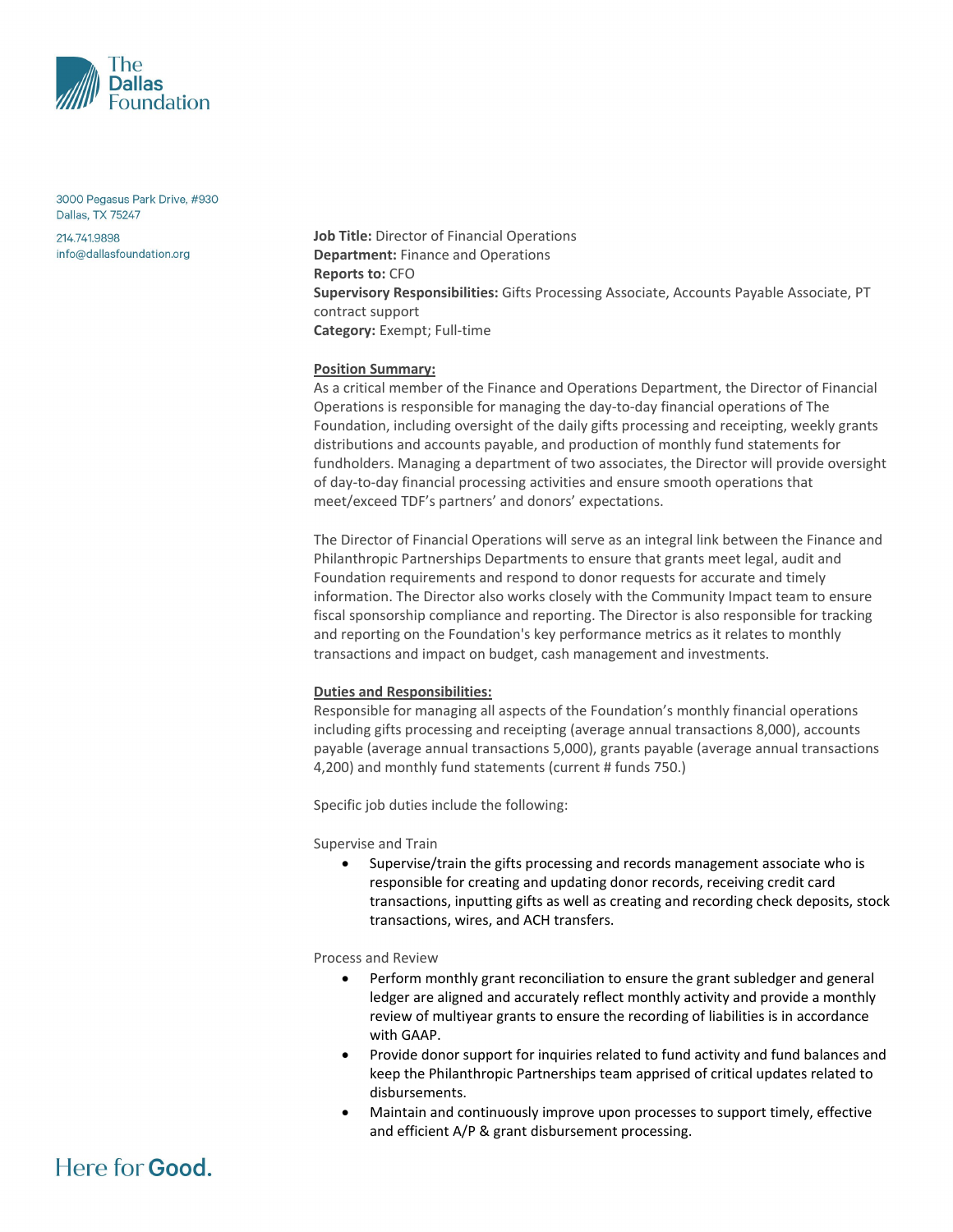The Dallas Foundation

3000 Pegasus Park Drive, #930
Dallas, TX 75247

214.741.9898
info@dallasfoundation.org

**Job Title:** Director of Financial Operations
**Department:** Finance and Operations
**Reports to:** CFO
**Supervisory Responsibilities:** Gifts Processing Associate, Accounts Payable Associate, PT contract support
**Category:** Exempt; Full-time

**Position Summary:**

As a critical member of the Finance and Operations Department, the Director of Financial Operations is responsible for managing the day-to-day financial operations of The Foundation, including oversight of the daily gifts processing and receipting, weekly grants distributions and accounts payable, and production of monthly fund statements for fundholders. Managing a department of two associates, the Director will provide oversight of day-to-day financial processing activities and ensure smooth operations that meet/exceed TDF's partners' and donors' expectations.

The Director of Financial Operations will serve as an integral link between the Finance and Philanthropic Partnerships Departments to ensure that grants meet legal, audit and Foundation requirements and respond to donor requests for accurate and timely information. The Director also works closely with the Community Impact team to ensure fiscal sponsorship compliance and reporting. The Director is also responsible for tracking and reporting on the Foundation's key performance metrics as it relates to monthly transactions and impact on budget, cash management and investments.

**Duties and Responsibilities:**

Responsible for managing all aspects of the Foundation's monthly financial operations including gifts processing and receipting (average annual transactions 8,000), accounts payable (average annual transactions 5,000), grants payable (average annual transactions 4,200) and monthly fund statements (current # funds 750.)

Specific job duties include the following:

Supervise and Train

- Supervise/train the gifts processing and records management associate who is responsible for creating and updating donor records, receiving credit card transactions, inputting gifts as well as creating and recording check deposits, stock transactions, wires, and ACH transfers.

Process and Review

- Perform monthly grant reconciliation to ensure the grant subledger and general ledger are aligned and accurately reflect monthly activity and provide a monthly review of multiyear grants to ensure the recording of liabilities is in accordance with GAAP.
- Provide donor support for inquiries related to fund activity and fund balances and keep the Philanthropic Partnerships team apprised of critical updates related to disbursements.
- Maintain and continuously improve upon processes to support timely, effective and efficient A/P & grant disbursement processing.

Here for Good.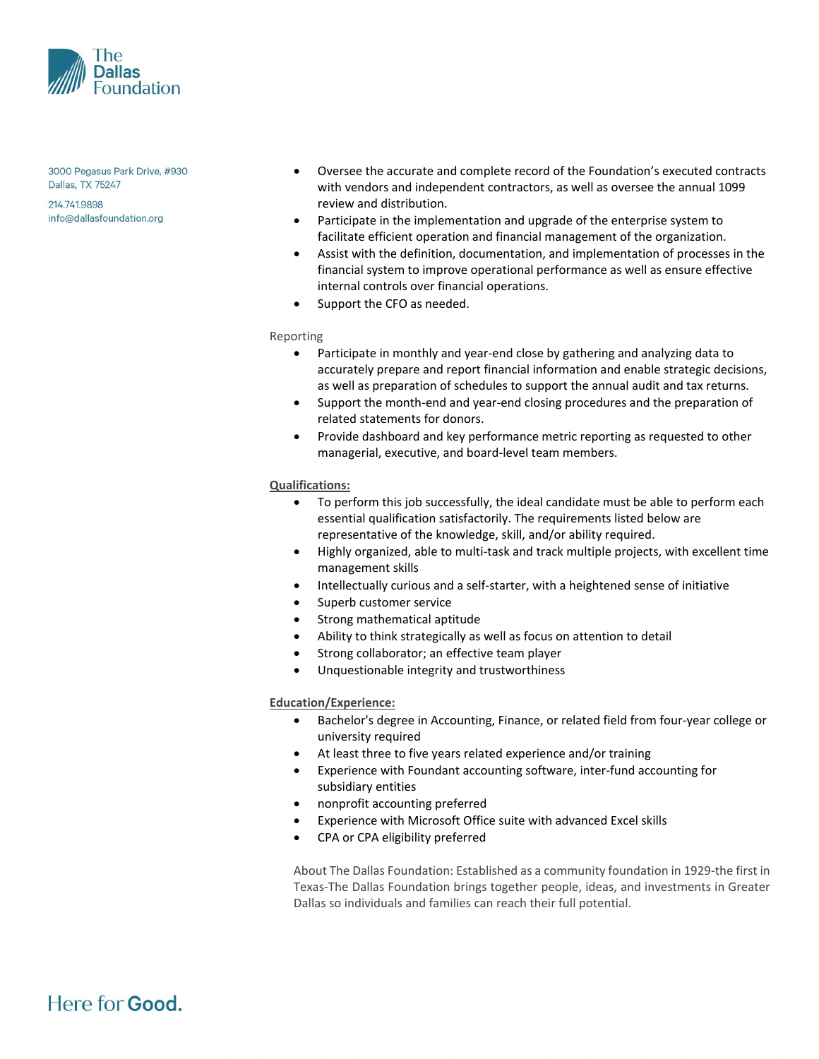- Oversee the accurate and complete record of the Foundation's executed contracts with vendors and independent contractors, as well as oversee the annual 1099 review and distribution.
- Participate in the implementation and upgrade of the enterprise system to facilitate efficient operation and financial management of the organization.
- Assist with the definition, documentation, and implementation of processes in the financial system to improve operational performance as well as ensure effective internal controls over financial operations.
- Support the CFO as needed.

Reporting

- Participate in monthly and year-end close by gathering and analyzing data to accurately prepare and report financial information and enable strategic decisions, as well as preparation of schedules to support the annual audit and tax returns.
- Support the month-end and year-end closing procedures and the preparation of related statements for donors.
- Provide dashboard and key performance metric reporting as requested to other managerial, executive, and board-level team members.

**Qualifications:**

- To perform this job successfully, the ideal candidate must be able to perform each essential qualification satisfactorily. The requirements listed below are representative of the knowledge, skill, and/or ability required.
- Highly organized, able to multi-task and track multiple projects, with excellent time management skills
- Intellectually curious and a self-starter, with a heightened sense of initiative
- Superb customer service
- Strong mathematical aptitude
- Ability to think strategically as well as focus on attention to detail
- Strong collaborator; an effective team player
- Unquestionable integrity and trustworthiness

**Education/Experience:**

- Bachelor's degree in Accounting, Finance, or related field from four-year college or university required
- At least three to five years related experience and/or training
- Experience with Foundant accounting software, inter-fund accounting for subsidiary entities
- nonprofit accounting preferred
- Experience with Microsoft Office suite with advanced Excel skills
- CPA or CPA eligibility preferred

About The Dallas Foundation: Established as a community foundation in 1929-the first in Texas-The Dallas Foundation brings together people, ideas, and investments in Greater Dallas so individuals and families can reach their full potential.